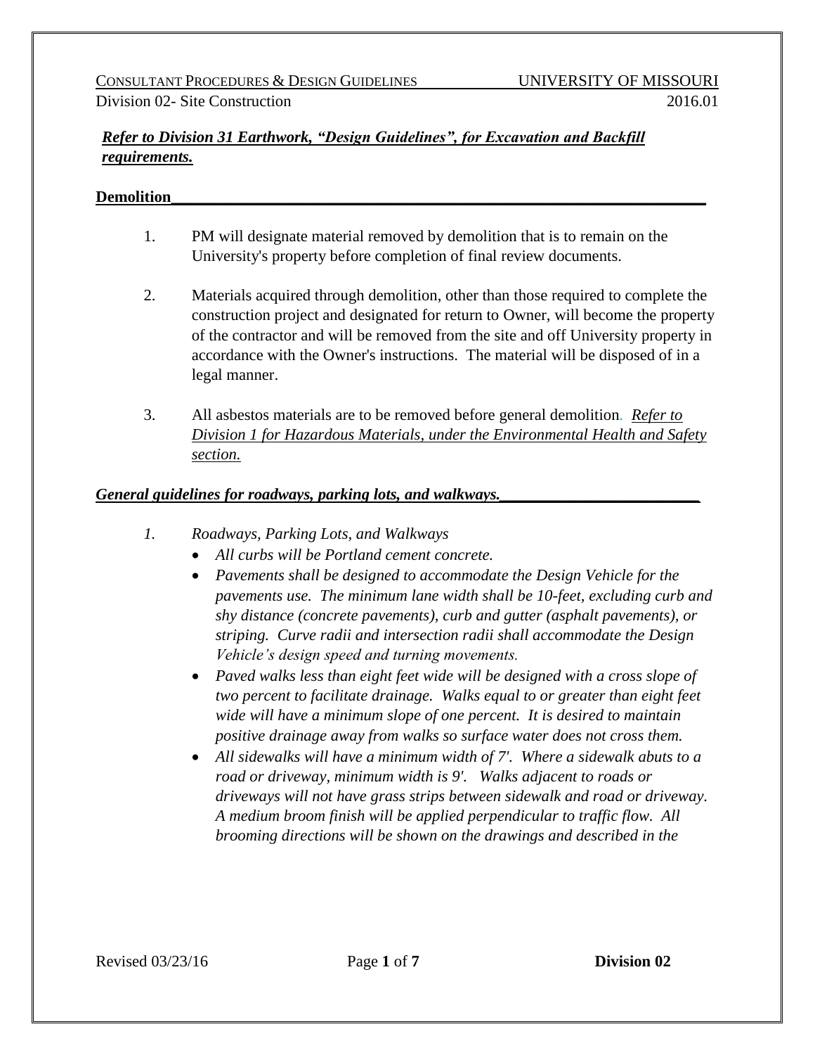***Refer to Division 31 Earthwork, "Design Guidelines", for Excavation and Backfill requirements.***

**Demolition**

1. PM will designate material removed by demolition that is to remain on the University's property before completion of final review documents.

2. Materials acquired through demolition, other than those required to complete the construction project and designated for return to Owner, will become the property of the contractor and will be removed from the site and off University property in accordance with the Owner's instructions. The material will be disposed of in a legal manner.

3. All asbestos materials are to be removed before general demolition. *Refer to Division 1 for Hazardous Materials, under the Environmental Health and Safety section.*

***General guidelines for roadways, parking lots, and walkways.***

*1. Roadways, Parking Lots, and Walkways*

- *All curbs will be Portland cement concrete.*
- *Pavements shall be designed to accommodate the Design Vehicle for the pavements use. The minimum lane width shall be 10-feet, excluding curb and shy distance (concrete pavements), curb and gutter (asphalt pavements), or striping. Curve radii and intersection radii shall accommodate the Design Vehicle's design speed and turning movements.*
- *Paved walks less than eight feet wide will be designed with a cross slope of two percent to facilitate drainage. Walks equal to or greater than eight feet wide will have a minimum slope of one percent. It is desired to maintain positive drainage away from walks so surface water does not cross them.*
- *All sidewalks will have a minimum width of 7'. Where a sidewalk abuts to a road or driveway, minimum width is 9'. Walks adjacent to roads or driveways will not have grass strips between sidewalk and road or driveway. A medium broom finish will be applied perpendicular to traffic flow. All brooming directions will be shown on the drawings and described in the*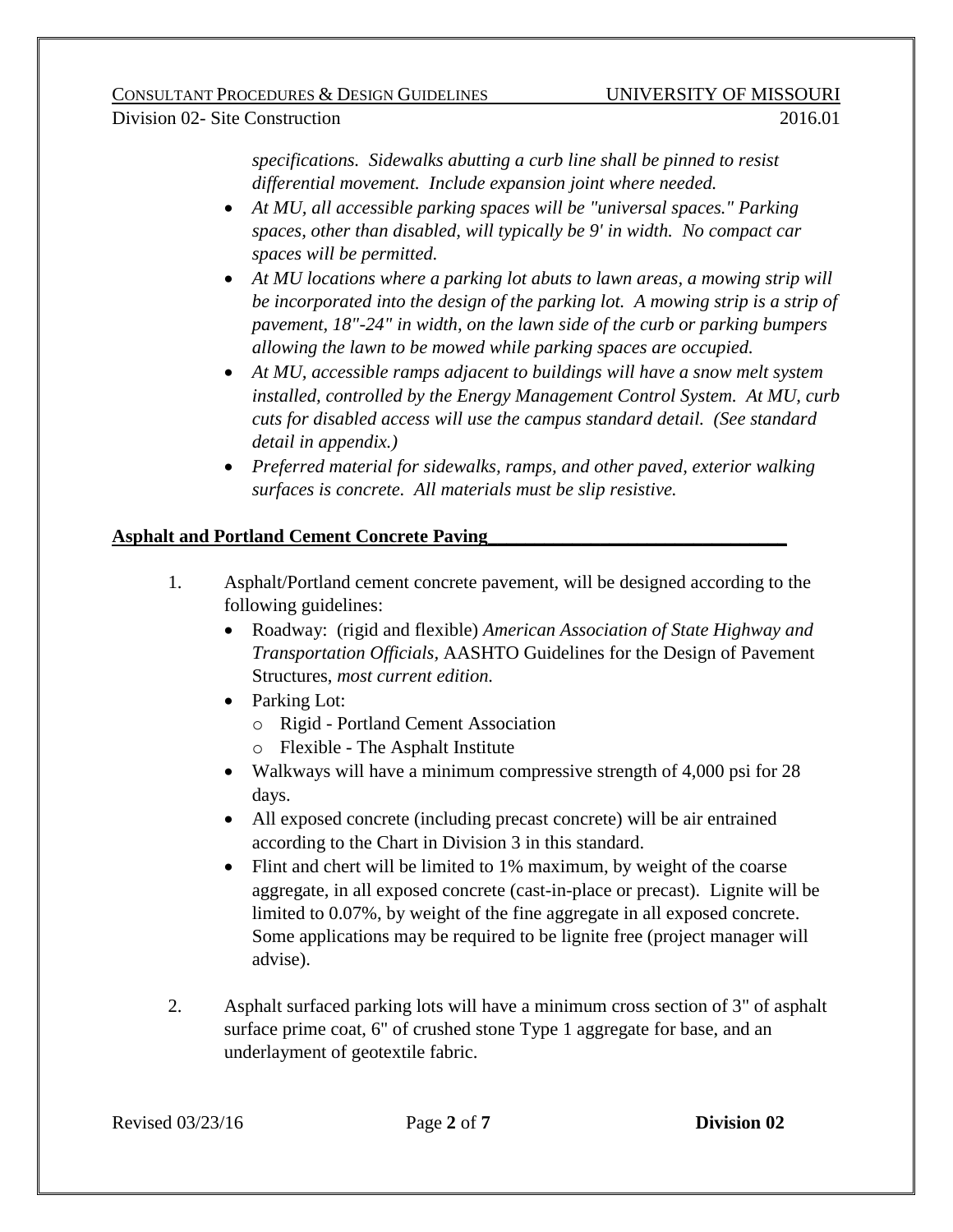*specifications. Sidewalks abutting a curb line shall be pinned to resist differential movement. Include expansion joint where needed.*

- *At MU, all accessible parking spaces will be "universal spaces." Parking spaces, other than disabled, will typically be 9' in width. No compact car spaces will be permitted.*
- *At MU locations where a parking lot abuts to lawn areas, a mowing strip will be incorporated into the design of the parking lot. A mowing strip is a strip of pavement, 18"-24" in width, on the lawn side of the curb or parking bumpers allowing the lawn to be mowed while parking spaces are occupied.*
- *At MU, accessible ramps adjacent to buildings will have a snow melt system installed, controlled by the Energy Management Control System. At MU, curb cuts for disabled access will use the campus standard detail. (See standard detail in appendix.)*
- *Preferred material for sidewalks, ramps, and other paved, exterior walking surfaces is concrete. All materials must be slip resistive.*

## Asphalt and Portland Cement Concrete Paving

1. Asphalt/Portland cement concrete pavement, will be designed according to the following guidelines:
   - Roadway: (rigid and flexible) *American Association of State Highway and Transportation Officials,* AASHTO Guidelines for the Design of Pavement Structures, *most current edition.*
   - Parking Lot:
     - Rigid - Portland Cement Association
     - Flexible - The Asphalt Institute
   - Walkways will have a minimum compressive strength of 4,000 psi for 28 days.
   - All exposed concrete (including precast concrete) will be air entrained according to the Chart in Division 3 in this standard.
   - Flint and chert will be limited to 1% maximum, by weight of the coarse aggregate, in all exposed concrete (cast-in-place or precast). Lignite will be limited to 0.07%, by weight of the fine aggregate in all exposed concrete. Some applications may be required to be lignite free (project manager will advise).

2. Asphalt surfaced parking lots will have a minimum cross section of 3" of asphalt surface prime coat, 6" of crushed stone Type 1 aggregate for base, and an underlayment of geotextile fabric.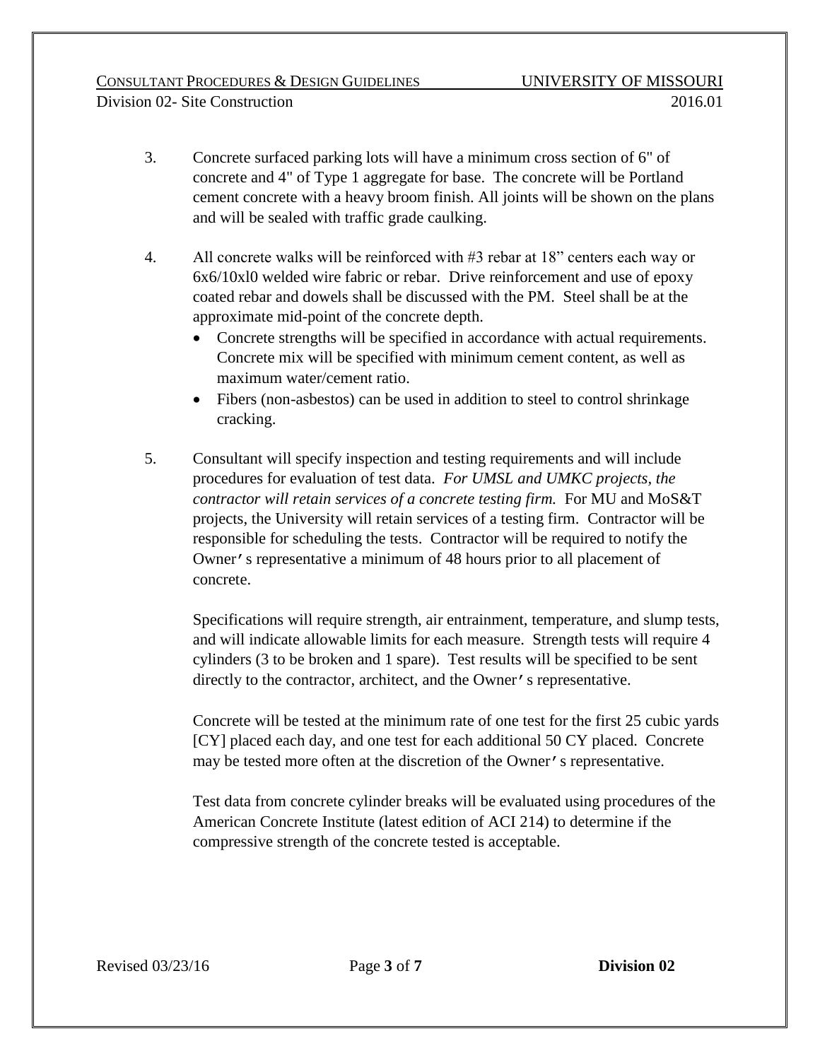3. Concrete surfaced parking lots will have a minimum cross section of 6" of concrete and 4" of Type 1 aggregate for base. The concrete will be Portland cement concrete with a heavy broom finish. All joints will be shown on the plans and will be sealed with traffic grade caulking.

4. All concrete walks will be reinforced with #3 rebar at 18” centers each way or 6x6/10xl0 welded wire fabric or rebar. Drive reinforcement and use of epoxy coated rebar and dowels shall be discussed with the PM. Steel shall be at the approximate mid-point of the concrete depth.
   - Concrete strengths will be specified in accordance with actual requirements. Concrete mix will be specified with minimum cement content, as well as maximum water/cement ratio.
   - Fibers (non-asbestos) can be used in addition to steel to control shrinkage cracking.

5. Consultant will specify inspection and testing requirements and will include procedures for evaluation of test data. *For UMSL and UMKC projects, the contractor will retain services of a concrete testing firm.* For MU and MoS&T projects, the University will retain services of a testing firm. Contractor will be responsible for scheduling the tests. Contractor will be required to notify the Owner’s representative a minimum of 48 hours prior to all placement of concrete.

   Specifications will require strength, air entrainment, temperature, and slump tests, and will indicate allowable limits for each measure. Strength tests will require 4 cylinders (3 to be broken and 1 spare). Test results will be specified to be sent directly to the contractor, architect, and the Owner’s representative.

   Concrete will be tested at the minimum rate of one test for the first 25 cubic yards [CY] placed each day, and one test for each additional 50 CY placed. Concrete may be tested more often at the discretion of the Owner’s representative.

   Test data from concrete cylinder breaks will be evaluated using procedures of the American Concrete Institute (latest edition of ACI 214) to determine if the compressive strength of the concrete tested is acceptable.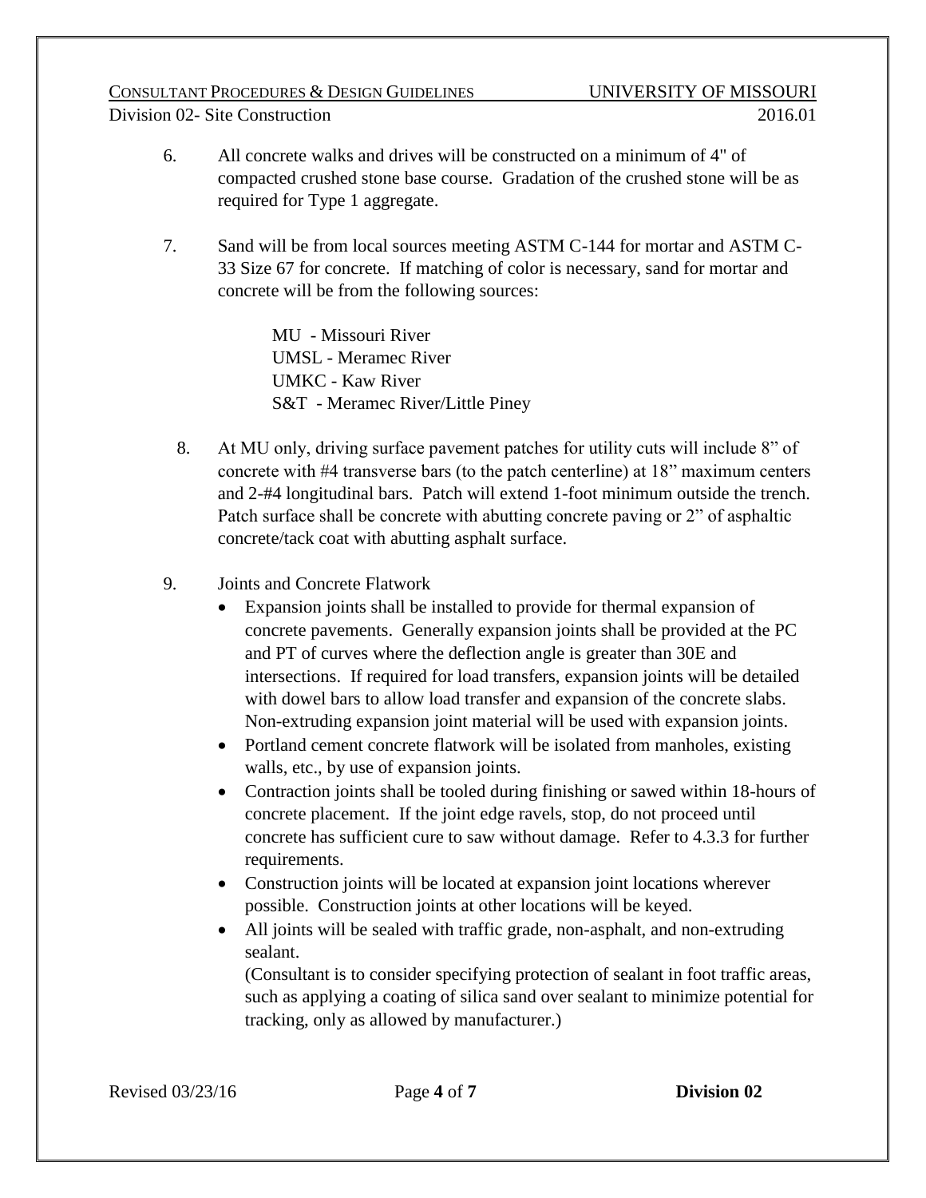6. All concrete walks and drives will be constructed on a minimum of 4" of compacted crushed stone base course. Gradation of the crushed stone will be as required for Type 1 aggregate.

7. Sand will be from local sources meeting ASTM C-144 for mortar and ASTM C-33 Size 67 for concrete. If matching of color is necessary, sand for mortar and concrete will be from the following sources:

   MU - Missouri River
   UMSL - Meramec River
   UMKC - Kaw River
   S&T - Meramec River/Little Piney

8. At MU only, driving surface pavement patches for utility cuts will include 8" of concrete with #4 transverse bars (to the patch centerline) at 18" maximum centers and 2-#4 longitudinal bars. Patch will extend 1-foot minimum outside the trench. Patch surface shall be concrete with abutting concrete paving or 2" of asphaltic concrete/tack coat with abutting asphalt surface.

9. Joints and Concrete Flatwork
   - Expansion joints shall be installed to provide for thermal expansion of concrete pavements. Generally expansion joints shall be provided at the PC and PT of curves where the deflection angle is greater than 30E and intersections. If required for load transfers, expansion joints will be detailed with dowel bars to allow load transfer and expansion of the concrete slabs. Non-extruding expansion joint material will be used with expansion joints.
   - Portland cement concrete flatwork will be isolated from manholes, existing walls, etc., by use of expansion joints.
   - Contraction joints shall be tooled during finishing or sawed within 18-hours of concrete placement. If the joint edge ravels, stop, do not proceed until concrete has sufficient cure to saw without damage. Refer to 4.3.3 for further requirements.
   - Construction joints will be located at expansion joint locations wherever possible. Construction joints at other locations will be keyed.
   - All joints will be sealed with traffic grade, non-asphalt, and non-extruding sealant.
     (Consultant is to consider specifying protection of sealant in foot traffic areas, such as applying a coating of silica sand over sealant to minimize potential for tracking, only as allowed by manufacturer.)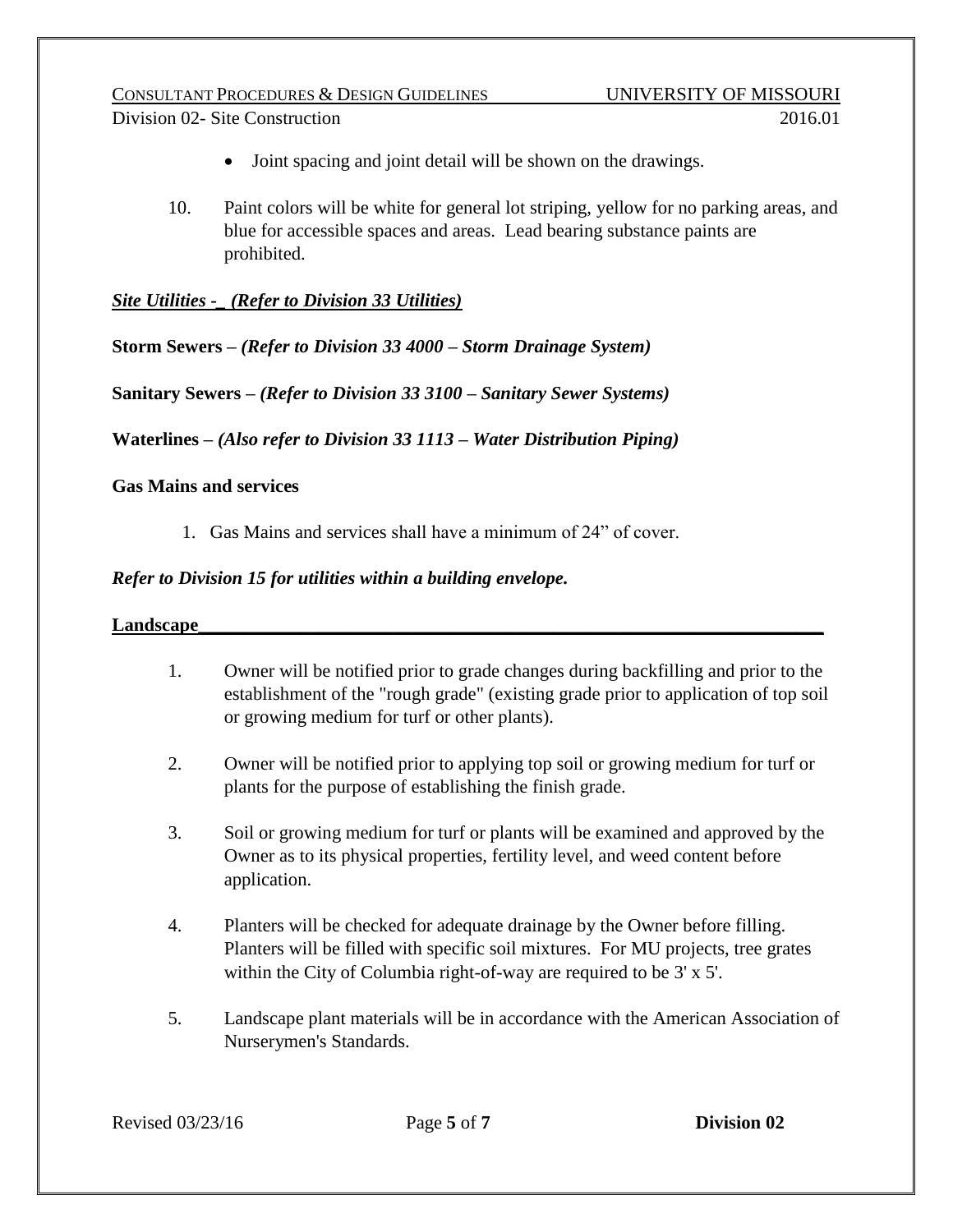- Joint spacing and joint detail will be shown on the drawings.

10. Paint colors will be white for general lot striping, yellow for no parking areas, and blue for accessible spaces and areas. Lead bearing substance paints are prohibited.

***Site Utilities - (Refer to Division 33 Utilities)***

**Storm Sewers –** ***(Refer to Division 33 4000 – Storm Drainage System)***

**Sanitary Sewers –** ***(Refer to Division 33 3100 – Sanitary Sewer Systems)***

**Waterlines –** ***(Also refer to Division 33 1113 – Water Distribution Piping)***

**Gas Mains and services**

1. Gas Mains and services shall have a minimum of 24" of cover.

***Refer to Division 15 for utilities within a building envelope.***

**Landscape**

1. Owner will be notified prior to grade changes during backfilling and prior to the establishment of the "rough grade" (existing grade prior to application of top soil or growing medium for turf or other plants).

2. Owner will be notified prior to applying top soil or growing medium for turf or plants for the purpose of establishing the finish grade.

3. Soil or growing medium for turf or plants will be examined and approved by the Owner as to its physical properties, fertility level, and weed content before application.

4. Planters will be checked for adequate drainage by the Owner before filling. Planters will be filled with specific soil mixtures. For MU projects, tree grates within the City of Columbia right-of-way are required to be 3' x 5'.

5. Landscape plant materials will be in accordance with the American Association of Nurserymen's Standards.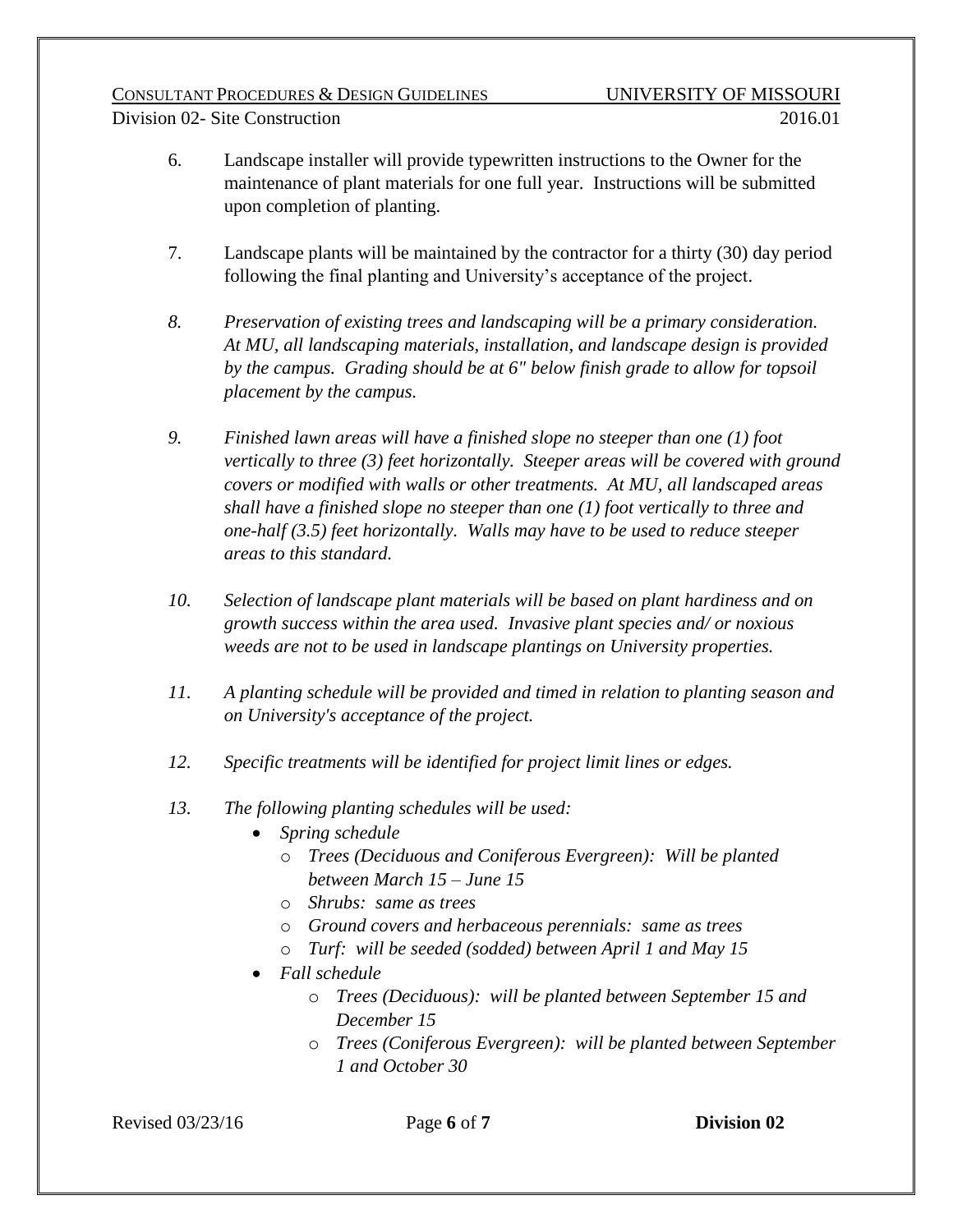6. Landscape installer will provide typewritten instructions to the Owner for the maintenance of plant materials for one full year. Instructions will be submitted upon completion of planting.

7. Landscape plants will be maintained by the contractor for a thirty (30) day period following the final planting and University's acceptance of the project.

*8. Preservation of existing trees and landscaping will be a primary consideration. At MU, all landscaping materials, installation, and landscape design is provided by the campus. Grading should be at 6" below finish grade to allow for topsoil placement by the campus.*

*9. Finished lawn areas will have a finished slope no steeper than one (1) foot vertically to three (3) feet horizontally. Steeper areas will be covered with ground covers or modified with walls or other treatments. At MU, all landscaped areas shall have a finished slope no steeper than one (1) foot vertically to three and one-half (3.5) feet horizontally. Walls may have to be used to reduce steeper areas to this standard.*

*10. Selection of landscape plant materials will be based on plant hardiness and on growth success within the area used. Invasive plant species and/ or noxious weeds are not to be used in landscape plantings on University properties.*

*11. A planting schedule will be provided and timed in relation to planting season and on University's acceptance of the project.*

*12. Specific treatments will be identified for project limit lines or edges.*

*13. The following planting schedules will be used:*

- *Spring schedule*
  - *Trees (Deciduous and Coniferous Evergreen): Will be planted between March 15 – June 15*
  - *Shrubs: same as trees*
  - *Ground covers and herbaceous perennials: same as trees*
  - *Turf: will be seeded (sodded) between April 1 and May 15*
- *Fall schedule*
  - *Trees (Deciduous): will be planted between September 15 and December 15*
  - *Trees (Coniferous Evergreen): will be planted between September 1 and October 30*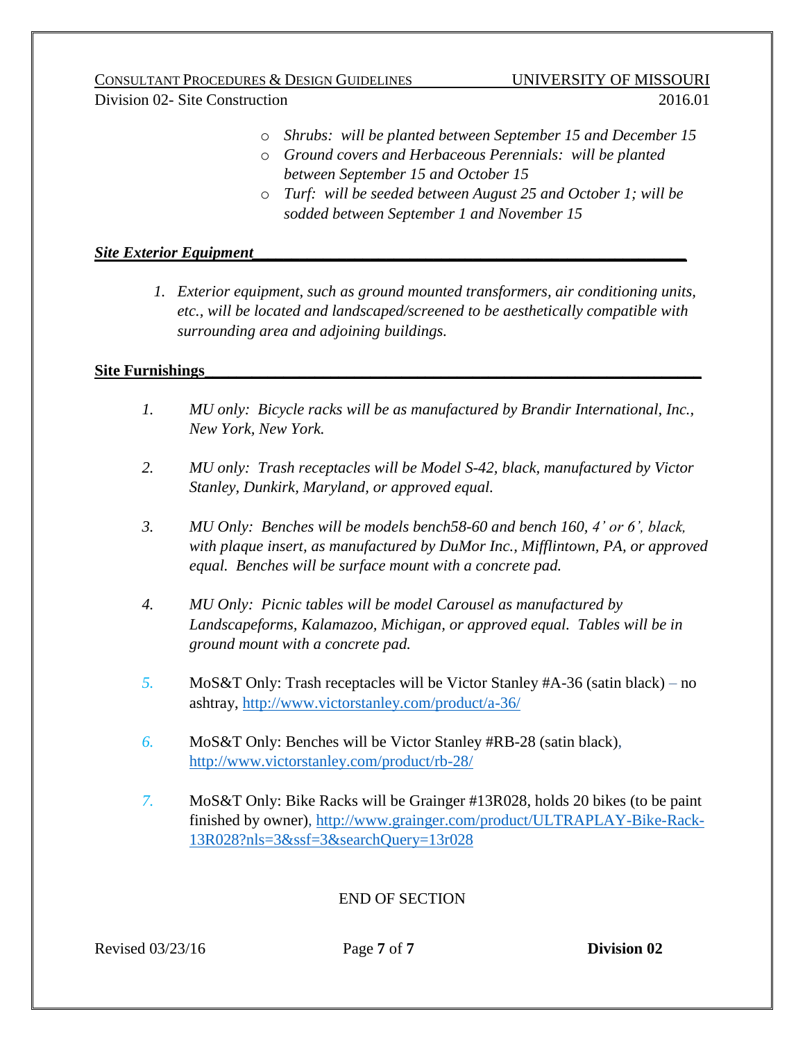- *Shrubs: will be planted between September 15 and December 15*
- *Ground covers and Herbaceous Perennials: will be planted between September 15 and October 15*
- *Turf: will be seeded between August 25 and October 1; will be sodded between September 1 and November 15*

## ***Site Exterior Equipment***

1. *Exterior equipment, such as ground mounted transformers, air conditioning units, etc., will be located and landscaped/screened to be aesthetically compatible with surrounding area and adjoining buildings.*

## **Site Furnishings**

1. *MU only: Bicycle racks will be as manufactured by Brandir International, Inc., New York, New York.*

2. *MU only: Trash receptacles will be Model S-42, black, manufactured by Victor Stanley, Dunkirk, Maryland, or approved equal.*

3. *MU Only: Benches will be models bench58-60 and bench 160, 4' or 6', black, with plaque insert, as manufactured by DuMor Inc., Mifflintown, PA, or approved equal. Benches will be surface mount with a concrete pad.*

4. *MU Only: Picnic tables will be model Carousel as manufactured by Landscapeforms, Kalamazoo, Michigan, or approved equal. Tables will be in ground mount with a concrete pad.*

5. MoS&T Only: Trash receptacles will be Victor Stanley #A-36 (satin black) – no ashtray, http://www.victorstanley.com/product/a-36/

6. MoS&T Only: Benches will be Victor Stanley #RB-28 (satin black), http://www.victorstanley.com/product/rb-28/

7. MoS&T Only: Bike Racks will be Grainger #13R028, holds 20 bikes (to be paint finished by owner), http://www.grainger.com/product/ULTRAPLAY-Bike-Rack-13R028?nls=3&ssf=3&searchQuery=13r028

END OF SECTION